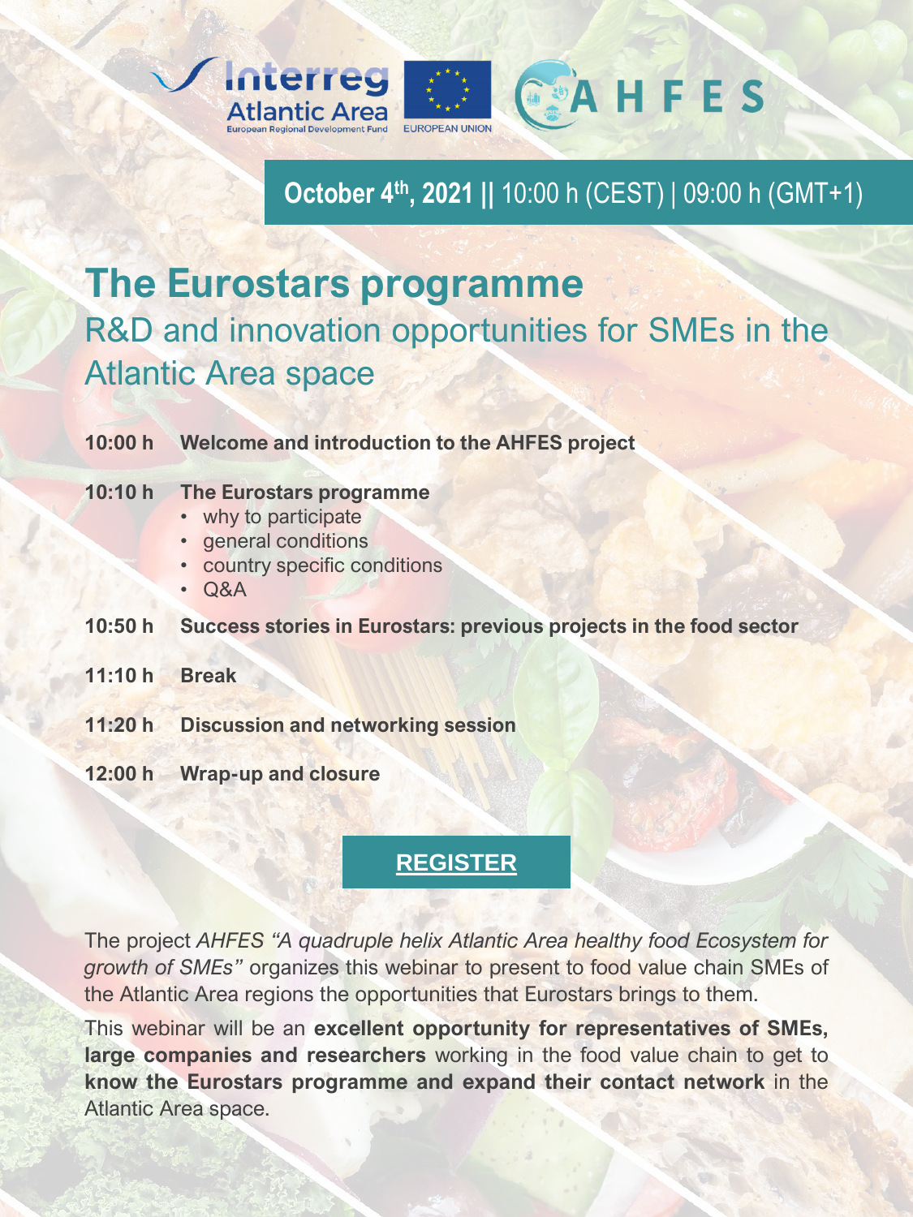Interreg Atlantic Area
European Regional Development Fund

EUROPEAN UNION

AHFES

**October 4th, 2021 ||** 10:00 h (CEST) | 09:00 h (GMT+1)

# The Eurostars programme

## R&D and innovation opportunities for SMEs in the Atlantic Area space

**10:00 h** **Welcome and introduction to the AHFES project**

**10:10 h** **The Eurostars programme**

- why to participate
- general conditions
- country specific conditions
- Q&A

**10:50 h** **Success stories in Eurostars: previous projects in the food sector**

**11:10 h** **Break**

**11:20 h** **Discussion and networking session**

**12:00 h** **Wrap-up and closure**

**REGISTER**

The project *AHFES "A quadruple helix Atlantic Area healthy food Ecosystem for growth of SMEs"* organizes this webinar to present to food value chain SMEs of the Atlantic Area regions the opportunities that Eurostars brings to them.

This webinar will be an **excellent opportunity for representatives of SMEs, large companies and researchers** working in the food value chain to get to **know the Eurostars programme and expand their contact network** in the Atlantic Area space.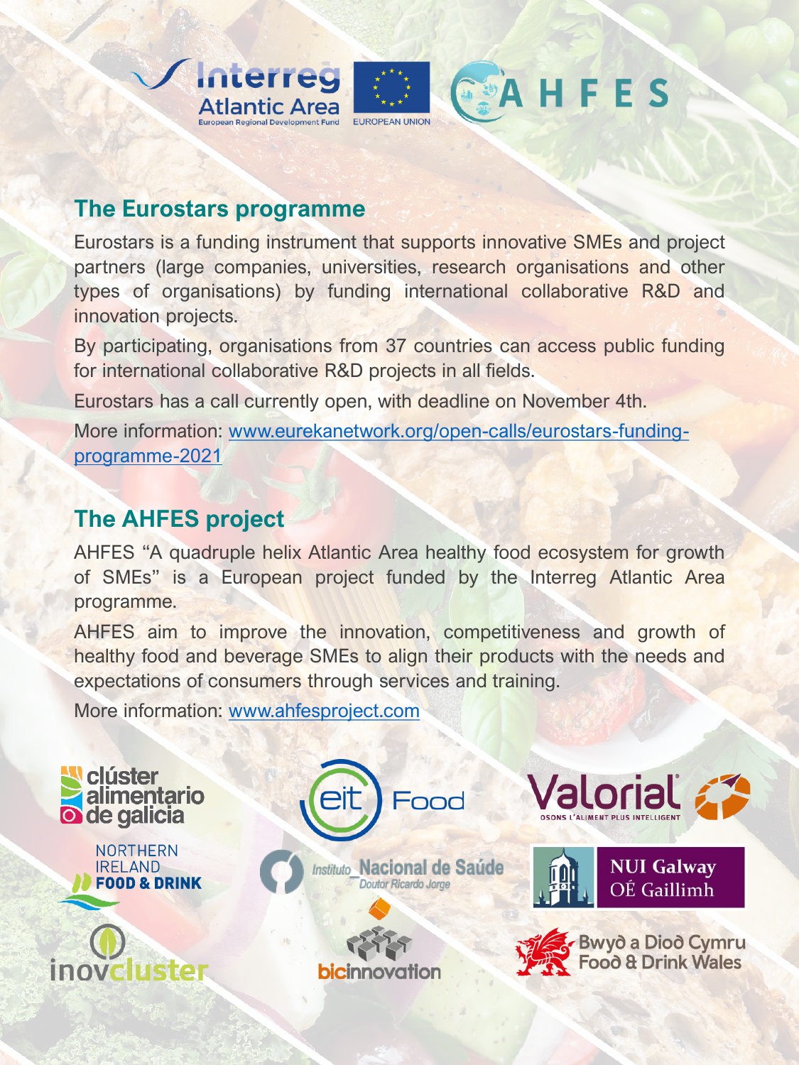## The Eurostars programme

Eurostars is a funding instrument that supports innovative SMEs and project partners (large companies, universities, research organisations and other types of organisations) by funding international collaborative R&D and innovation projects.

By participating, organisations from 37 countries can access public funding for international collaborative R&D projects in all fields.

Eurostars has a call currently open, with deadline on November 4th.

More information: [www.eurekanetwork.org/open-calls/eurostars-funding-programme-2021](http://www.eurekanetwork.org/open-calls/eurostars-funding-programme-2021)

## The AHFES project

AHFES “A quadruple helix Atlantic Area healthy food ecosystem for growth of SMEs” is a European project funded by the Interreg Atlantic Area programme.

AHFES aim to improve the innovation, competitiveness and growth of healthy food and beverage SMEs to align their products with the needs and expectations of consumers through services and training.

More information: [www.ahfesproject.com](http://www.ahfesproject.com)